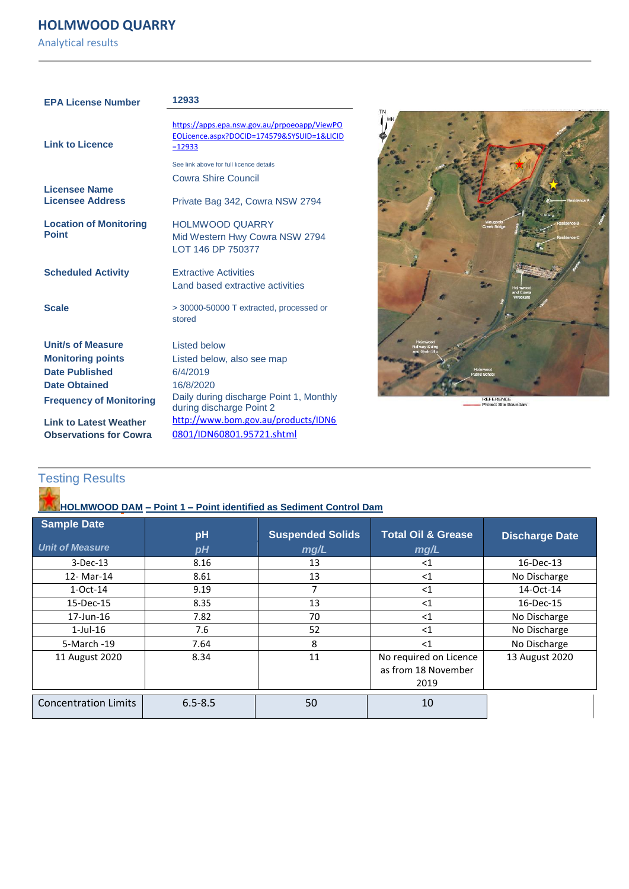# HOLMWOOD QUARRY

Analytical results

| | |
|---|---|
| **EPA License Number** | **12933** |
| **Link to Licence** | https://apps.epa.nsw.gov.au/prpoeoapp/ViewPOEOLicence.aspx?DOCID=174579&SYSUID=1&LICID=12933<br>See link above for full licence details |
| **Licensee Name** | Cowra Shire Council |
| **Licensee Address** | Private Bag 342, Cowra NSW 2794 |
| **Location of Monitoring Point** | HOLMWOOD QUARRY<br>Mid Western Hwy Cowra NSW 2794<br>LOT 146 DP 750377 |
| **Scheduled Activity** | Extractive Activities<br>Land based extractive activities |
| **Scale** | > 30000-50000 T extracted, processed or stored |
| **Unit/s of Measure** | Listed below |
| **Monitoring points** | Listed below, also see map |
| **Date Published** | 6/4/2019 |
| **Date Obtained** | 16/8/2020 |
| **Frequency of Monitoring** | Daily during discharge Point 1, Monthly during discharge Point 2 |
| **Link to Latest Weather Observations for Cowra** | http://www.bom.gov.au/products/IDN60801/IDN60801.95721.shtml |

## Testing Results

**HOLMWOOD DAM – Point 1 – Point identified as Sediment Control Dam**

| Sample Date | pH | Suspended Solids | Total Oil & Grease | Discharge Date |
|---|---|---|---|---|
| *Unit of Measure* | *pH* | *mg/L* | *mg/L* | |
| 3-Dec-13 | 8.16 | 13 | <1 | 16-Dec-13 |
| 12- Mar-14 | 8.61 | 13 | <1 | No Discharge |
| 1-Oct-14 | 9.19 | 7 | <1 | 14-Oct-14 |
| 15-Dec-15 | 8.35 | 13 | <1 | 16-Dec-15 |
| 17-Jun-16 | 7.82 | 70 | <1 | No Discharge |
| 1-Jul-16 | 7.6 | 52 | <1 | No Discharge |
| 5-March -19 | 7.64 | 8 | <1 | No Discharge |
| 11 August 2020 | 8.34 | 11 | No required on Licence as from 18 November 2019 | 13 August 2020 |
| Concentration Limits | 6.5-8.5 | 50 | 10 | |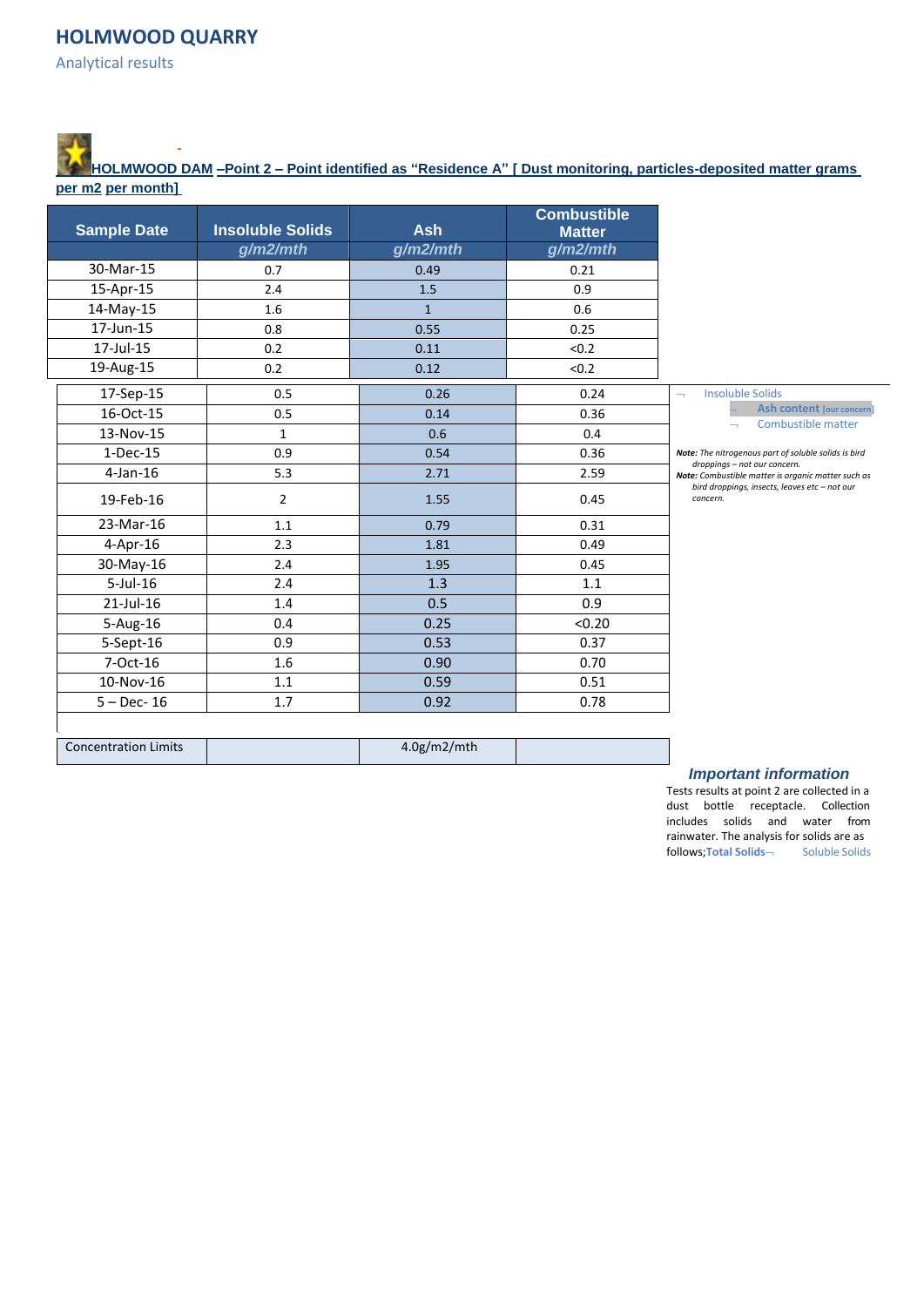# HOLMWOOD QUARRY

Analytical results

**HOLMWOOD DAM –Point 2 – Point identified as "Residence A" [ Dust monitoring, particles-deposited matter grams per m2 per month]**

| Sample Date | Insoluble Solids | Ash | Combustible Matter |
|---|---|---|---|
| | g/m2/mth | g/m2/mth | g/m2/mth |
| 30-Mar-15 | 0.7 | 0.49 | 0.21 |
| 15-Apr-15 | 2.4 | 1.5 | 0.9 |
| 14-May-15 | 1.6 | 1 | 0.6 |
| 17-Jun-15 | 0.8 | 0.55 | 0.25 |
| 17-Jul-15 | 0.2 | 0.11 | <0.2 |
| 19-Aug-15 | 0.2 | 0.12 | <0.2 |
| 17-Sep-15 | 0.5 | 0.26 | 0.24 |
| 16-Oct-15 | 0.5 | 0.14 | 0.36 |
| 13-Nov-15 | 1 | 0.6 | 0.4 |
| 1-Dec-15 | 0.9 | 0.54 | 0.36 |
| 4-Jan-16 | 5.3 | 2.71 | 2.59 |
| 19-Feb-16 | 2 | 1.55 | 0.45 |
| 23-Mar-16 | 1.1 | 0.79 | 0.31 |
| 4-Apr-16 | 2.3 | 1.81 | 0.49 |
| 30-May-16 | 2.4 | 1.95 | 0.45 |
| 5-Jul-16 | 2.4 | 1.3 | 1.1 |
| 21-Jul-16 | 1.4 | 0.5 | 0.9 |
| 5-Aug-16 | 0.4 | 0.25 | <0.20 |
| 5-Sept-16 | 0.9 | 0.53 | 0.37 |
| 7-Oct-16 | 1.6 | 0.90 | 0.70 |
| 10-Nov-16 | 1.1 | 0.59 | 0.51 |
| 5 – Dec- 16 | 1.7 | 0.92 | 0.78 |
| Concentration Limits | | 4.0g/m2/mth | |

- Insoluble Solids
  - **Ash content** [our concern]
  - Combustible matter

***Note:*** *The nitrogenous part of soluble solids is bird droppings – not our concern.*

***Note:*** *Combustible matter is organic matter such as bird droppings, insects, leaves etc – not our concern.*

### *Important information*

Tests results at point 2 are collected in a dust bottle receptacle. Collection includes solids and water from rainwater. The analysis for solids are as follows;**Total Solids** Soluble Solids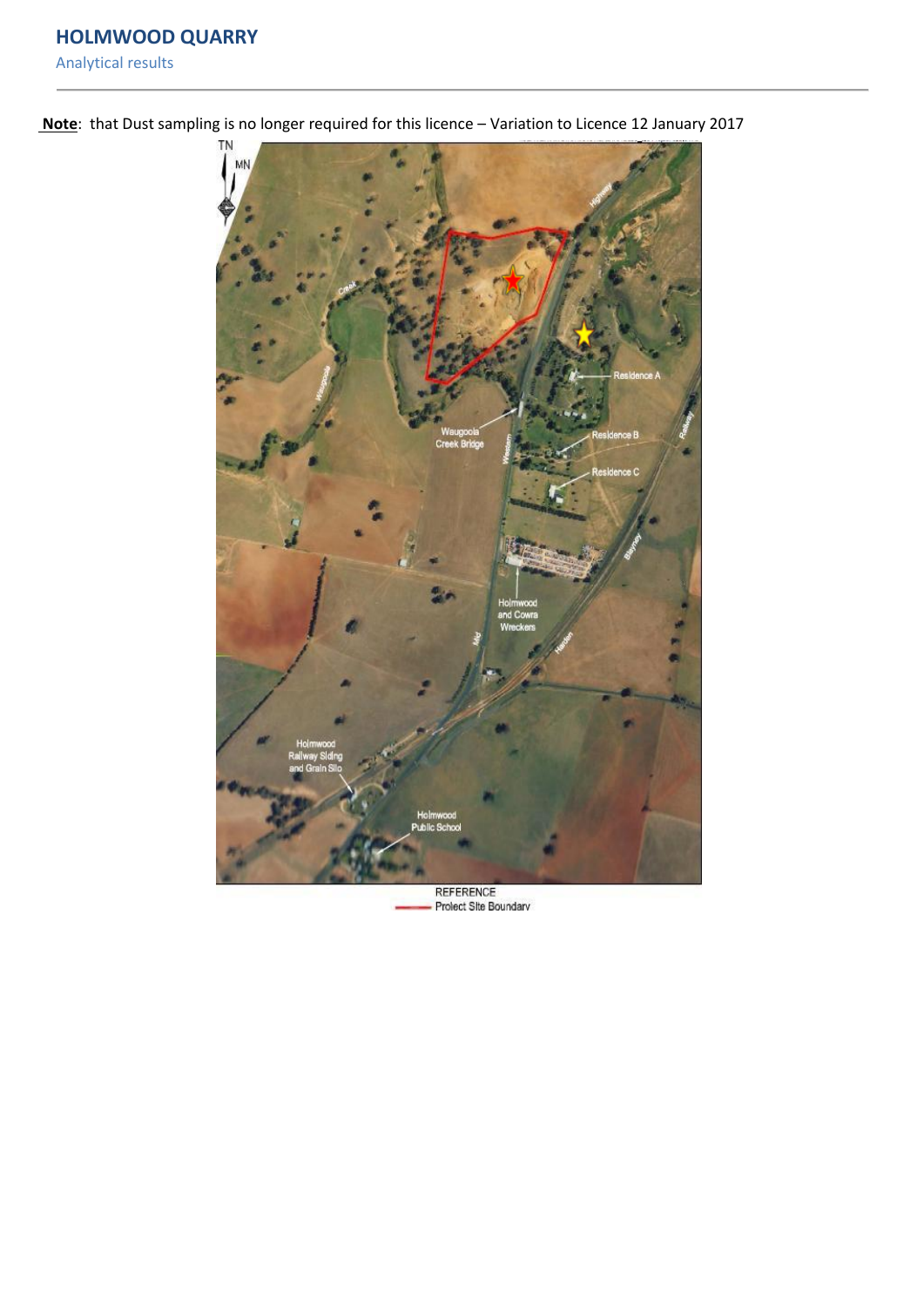**Note**: that Dust sampling is no longer required for this licence – Variation to Licence 12 January 2017

REFERENCE

Project Site Boundary